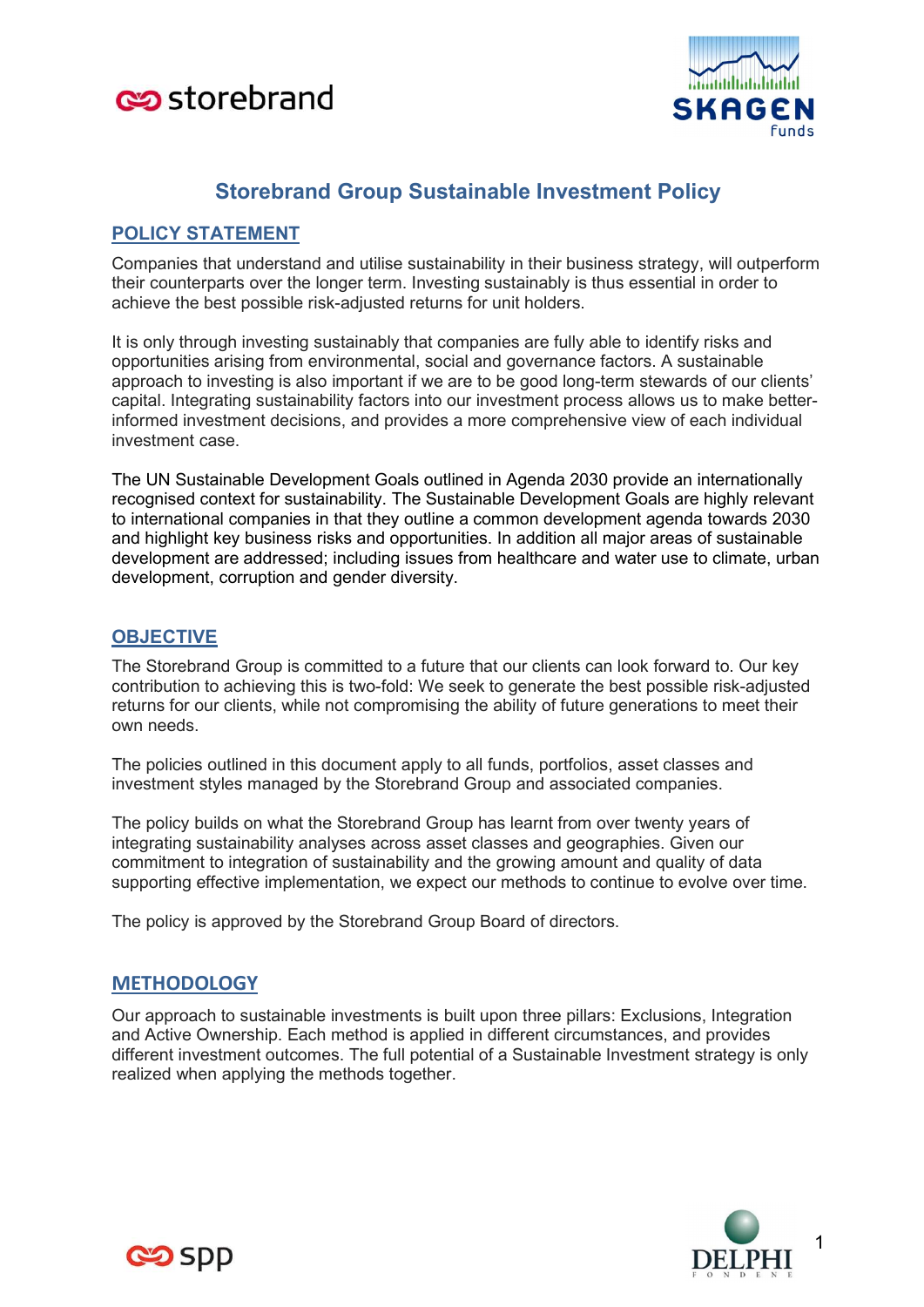# Storebrand Group Sustainable Investment Policy

## POLICY STATEMENT

Companies that understand and utilise sustainability in their business strategy, will outperform their counterparts over the longer term. Investing sustainably is thus essential in order to achieve the best possible risk-adjusted returns for unit holders.

It is only through investing sustainably that companies are fully able to identify risks and opportunities arising from environmental, social and governance factors. A sustainable approach to investing is also important if we are to be good long-term stewards of our clients' capital. Integrating sustainability factors into our investment process allows us to make better-informed investment decisions, and provides a more comprehensive view of each individual investment case.

The UN Sustainable Development Goals outlined in Agenda 2030 provide an internationally recognised context for sustainability. The Sustainable Development Goals are highly relevant to international companies in that they outline a common development agenda towards 2030 and highlight key business risks and opportunities. In addition all major areas of sustainable development are addressed; including issues from healthcare and water use to climate, urban development, corruption and gender diversity.

## OBJECTIVE

The Storebrand Group is committed to a future that our clients can look forward to. Our key contribution to achieving this is two-fold: We seek to generate the best possible risk-adjusted returns for our clients, while not compromising the ability of future generations to meet their own needs.

The policies outlined in this document apply to all funds, portfolios, asset classes and investment styles managed by the Storebrand Group and associated companies.

The policy builds on what the Storebrand Group has learnt from over twenty years of integrating sustainability analyses across asset classes and geographies. Given our commitment to integration of sustainability and the growing amount and quality of data supporting effective implementation, we expect our methods to continue to evolve over time.

The policy is approved by the Storebrand Group Board of directors.

## METHODOLOGY

Our approach to sustainable investments is built upon three pillars: Exclusions, Integration and Active Ownership. Each method is applied in different circumstances, and provides different investment outcomes. The full potential of a Sustainable Investment strategy is only realized when applying the methods together.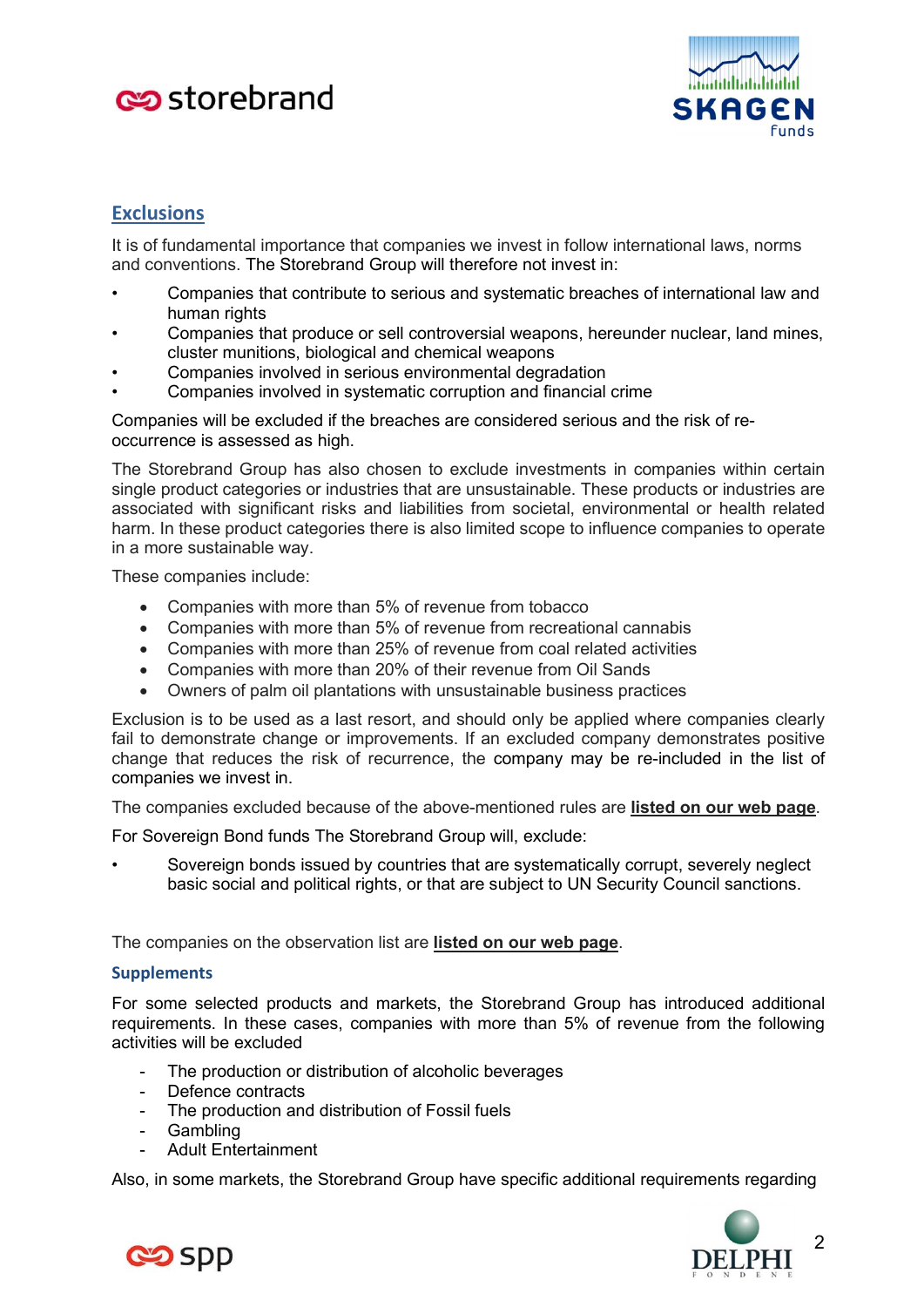## Exclusions

It is of fundamental importance that companies we invest in follow international laws, norms and conventions. The Storebrand Group will therefore not invest in:

- Companies that contribute to serious and systematic breaches of international law and human rights
- Companies that produce or sell controversial weapons, hereunder nuclear, land mines, cluster munitions, biological and chemical weapons
- Companies involved in serious environmental degradation
- Companies involved in systematic corruption and financial crime

Companies will be excluded if the breaches are considered serious and the risk of re-occurrence is assessed as high.

The Storebrand Group has also chosen to exclude investments in companies within certain single product categories or industries that are unsustainable. These products or industries are associated with significant risks and liabilities from societal, environmental or health related harm. In these product categories there is also limited scope to influence companies to operate in a more sustainable way.

These companies include:

- Companies with more than 5% of revenue from tobacco
- Companies with more than 5% of revenue from recreational cannabis
- Companies with more than 25% of revenue from coal related activities
- Companies with more than 20% of their revenue from Oil Sands
- Owners of palm oil plantations with unsustainable business practices

Exclusion is to be used as a last resort, and should only be applied where companies clearly fail to demonstrate change or improvements. If an excluded company demonstrates positive change that reduces the risk of recurrence, the company may be re-included in the list of companies we invest in.

The companies excluded because of the above-mentioned rules are **listed on our web page**.

For Sovereign Bond funds The Storebrand Group will, exclude:

- Sovereign bonds issued by countries that are systematically corrupt, severely neglect basic social and political rights, or that are subject to UN Security Council sanctions.

The companies on the observation list are **listed on our web page**.

### Supplements

For some selected products and markets, the Storebrand Group has introduced additional requirements. In these cases, companies with more than 5% of revenue from the following activities will be excluded

- The production or distribution of alcoholic beverages
- Defence contracts
- The production and distribution of Fossil fuels
- Gambling
- Adult Entertainment

Also, in some markets, the Storebrand Group have specific additional requirements regarding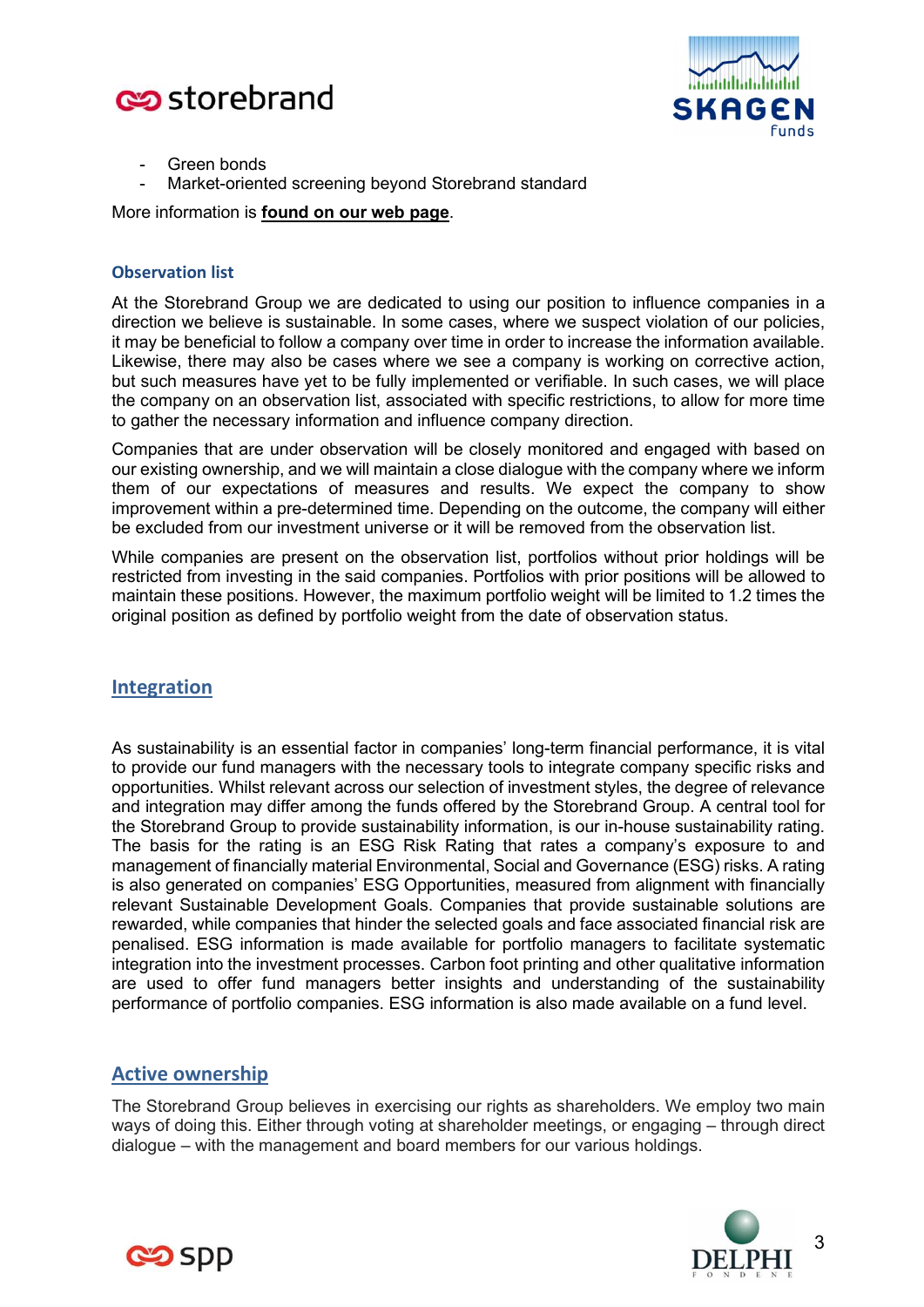- Green bonds
- Market-oriented screening beyond Storebrand standard

More information is **found on our web page**.

### Observation list

At the Storebrand Group we are dedicated to using our position to influence companies in a direction we believe is sustainable. In some cases, where we suspect violation of our policies, it may be beneficial to follow a company over time in order to increase the information available. Likewise, there may also be cases where we see a company is working on corrective action, but such measures have yet to be fully implemented or verifiable. In such cases, we will place the company on an observation list, associated with specific restrictions, to allow for more time to gather the necessary information and influence company direction.

Companies that are under observation will be closely monitored and engaged with based on our existing ownership, and we will maintain a close dialogue with the company where we inform them of our expectations of measures and results. We expect the company to show improvement within a pre-determined time. Depending on the outcome, the company will either be excluded from our investment universe or it will be removed from the observation list.

While companies are present on the observation list, portfolios without prior holdings will be restricted from investing in the said companies. Portfolios with prior positions will be allowed to maintain these positions. However, the maximum portfolio weight will be limited to 1.2 times the original position as defined by portfolio weight from the date of observation status.

## Integration

As sustainability is an essential factor in companies' long-term financial performance, it is vital to provide our fund managers with the necessary tools to integrate company specific risks and opportunities. Whilst relevant across our selection of investment styles, the degree of relevance and integration may differ among the funds offered by the Storebrand Group. A central tool for the Storebrand Group to provide sustainability information, is our in-house sustainability rating. The basis for the rating is an ESG Risk Rating that rates a company's exposure to and management of financially material Environmental, Social and Governance (ESG) risks. A rating is also generated on companies' ESG Opportunities, measured from alignment with financially relevant Sustainable Development Goals. Companies that provide sustainable solutions are rewarded, while companies that hinder the selected goals and face associated financial risk are penalised. ESG information is made available for portfolio managers to facilitate systematic integration into the investment processes. Carbon foot printing and other qualitative information are used to offer fund managers better insights and understanding of the sustainability performance of portfolio companies. ESG information is also made available on a fund level.

## Active ownership

The Storebrand Group believes in exercising our rights as shareholders. We employ two main ways of doing this. Either through voting at shareholder meetings, or engaging – through direct dialogue – with the management and board members for our various holdings.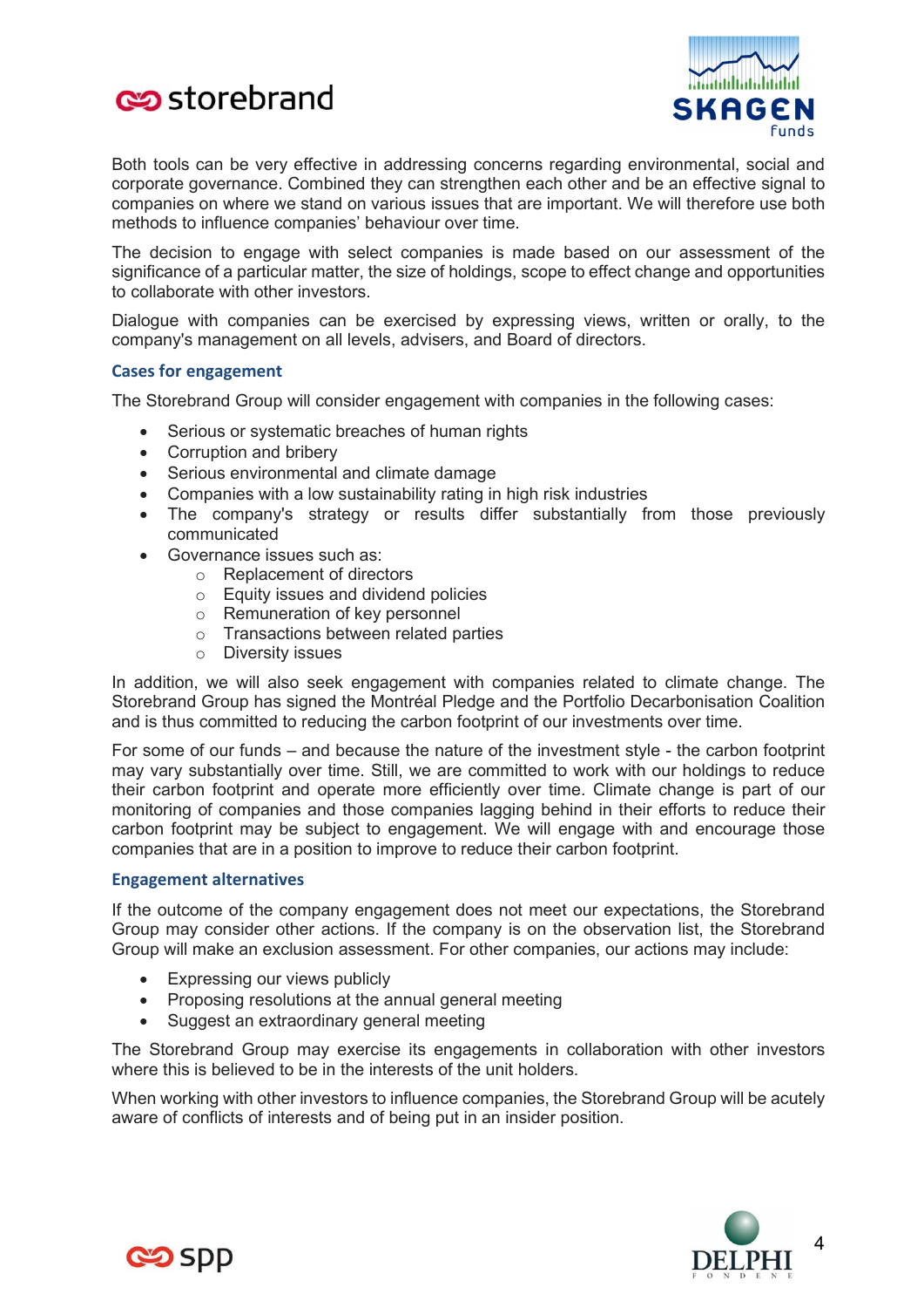Both tools can be very effective in addressing concerns regarding environmental, social and corporate governance. Combined they can strengthen each other and be an effective signal to companies on where we stand on various issues that are important. We will therefore use both methods to influence companies' behaviour over time.

The decision to engage with select companies is made based on our assessment of the significance of a particular matter, the size of holdings, scope to effect change and opportunities to collaborate with other investors.

Dialogue with companies can be exercised by expressing views, written or orally, to the company's management on all levels, advisers, and Board of directors.

### Cases for engagement

The Storebrand Group will consider engagement with companies in the following cases:

- Serious or systematic breaches of human rights
- Corruption and bribery
- Serious environmental and climate damage
- Companies with a low sustainability rating in high risk industries
- The company's strategy or results differ substantially from those previously communicated
- Governance issues such as:
  - Replacement of directors
  - Equity issues and dividend policies
  - Remuneration of key personnel
  - Transactions between related parties
  - Diversity issues

In addition, we will also seek engagement with companies related to climate change. The Storebrand Group has signed the Montréal Pledge and the Portfolio Decarbonisation Coalition and is thus committed to reducing the carbon footprint of our investments over time.

For some of our funds – and because the nature of the investment style - the carbon footprint may vary substantially over time. Still, we are committed to work with our holdings to reduce their carbon footprint and operate more efficiently over time. Climate change is part of our monitoring of companies and those companies lagging behind in their efforts to reduce their carbon footprint may be subject to engagement. We will engage with and encourage those companies that are in a position to improve to reduce their carbon footprint.

### Engagement alternatives

If the outcome of the company engagement does not meet our expectations, the Storebrand Group may consider other actions. If the company is on the observation list, the Storebrand Group will make an exclusion assessment. For other companies, our actions may include:

- Expressing our views publicly
- Proposing resolutions at the annual general meeting
- Suggest an extraordinary general meeting

The Storebrand Group may exercise its engagements in collaboration with other investors where this is believed to be in the interests of the unit holders.

When working with other investors to influence companies, the Storebrand Group will be acutely aware of conflicts of interests and of being put in an insider position.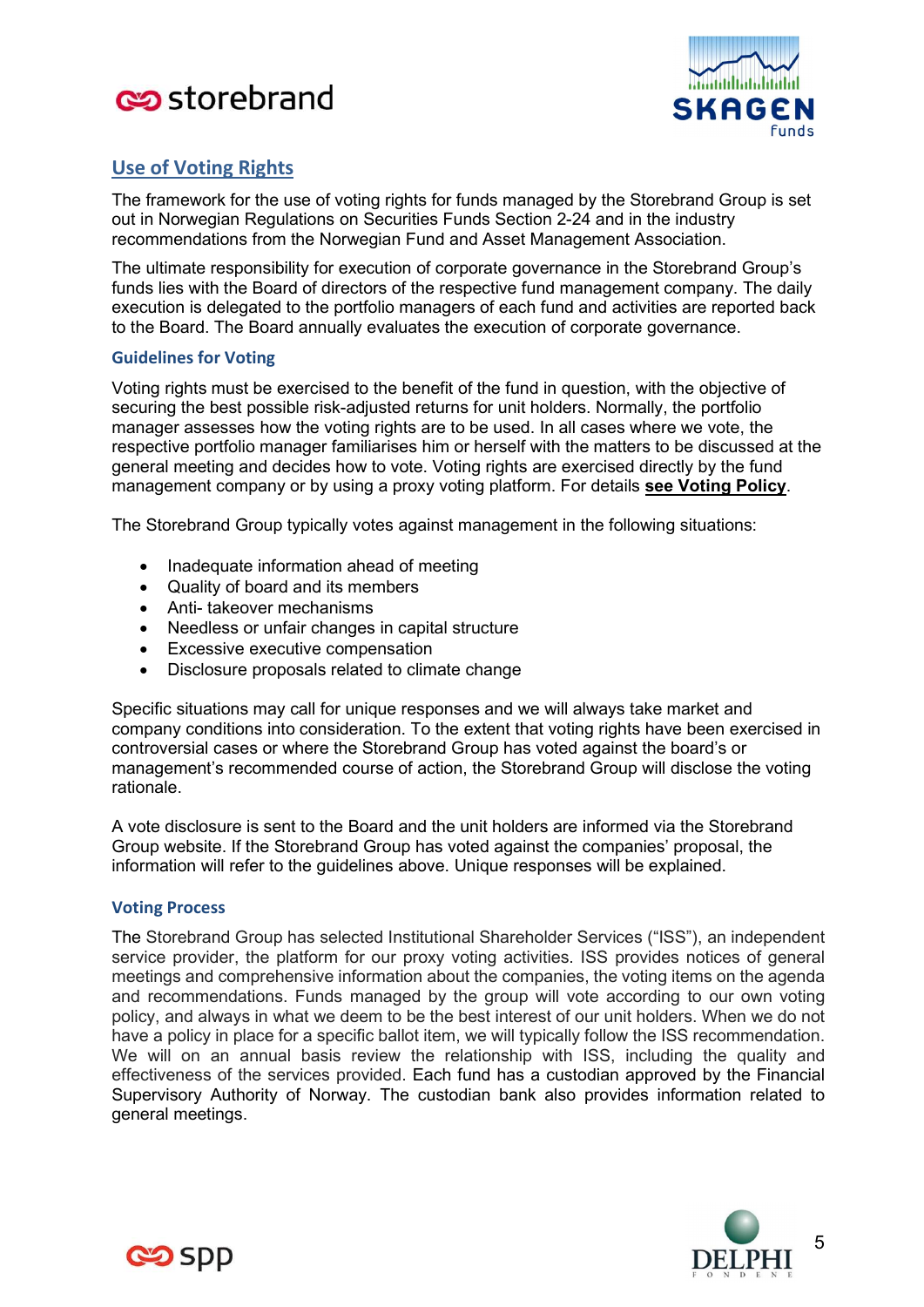## Use of Voting Rights

The framework for the use of voting rights for funds managed by the Storebrand Group is set out in Norwegian Regulations on Securities Funds Section 2-24 and in the industry recommendations from the Norwegian Fund and Asset Management Association.

The ultimate responsibility for execution of corporate governance in the Storebrand Group's funds lies with the Board of directors of the respective fund management company. The daily execution is delegated to the portfolio managers of each fund and activities are reported back to the Board. The Board annually evaluates the execution of corporate governance.

### Guidelines for Voting

Voting rights must be exercised to the benefit of the fund in question, with the objective of securing the best possible risk-adjusted returns for unit holders. Normally, the portfolio manager assesses how the voting rights are to be used. In all cases where we vote, the respective portfolio manager familiarises him or herself with the matters to be discussed at the general meeting and decides how to vote. Voting rights are exercised directly by the fund management company or by using a proxy voting platform. For details **see Voting Policy**.

The Storebrand Group typically votes against management in the following situations:

- Inadequate information ahead of meeting
- Quality of board and its members
- Anti- takeover mechanisms
- Needless or unfair changes in capital structure
- Excessive executive compensation
- Disclosure proposals related to climate change

Specific situations may call for unique responses and we will always take market and company conditions into consideration. To the extent that voting rights have been exercised in controversial cases or where the Storebrand Group has voted against the board's or management's recommended course of action, the Storebrand Group will disclose the voting rationale.

A vote disclosure is sent to the Board and the unit holders are informed via the Storebrand Group website. If the Storebrand Group has voted against the companies' proposal, the information will refer to the guidelines above. Unique responses will be explained.

### Voting Process

The Storebrand Group has selected Institutional Shareholder Services ("ISS"), an independent service provider, the platform for our proxy voting activities. ISS provides notices of general meetings and comprehensive information about the companies, the voting items on the agenda and recommendations. Funds managed by the group will vote according to our own voting policy, and always in what we deem to be the best interest of our unit holders. When we do not have a policy in place for a specific ballot item, we will typically follow the ISS recommendation. We will on an annual basis review the relationship with ISS, including the quality and effectiveness of the services provided. Each fund has a custodian approved by the Financial Supervisory Authority of Norway. The custodian bank also provides information related to general meetings.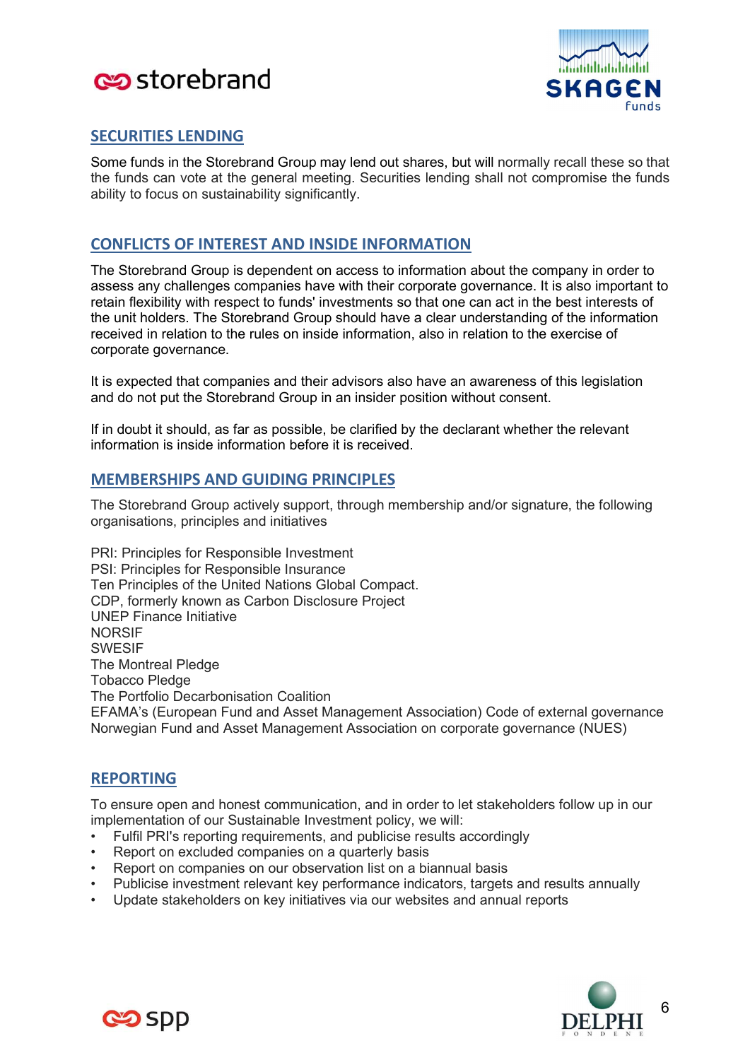## SECURITIES LENDING

Some funds in the Storebrand Group may lend out shares, but will normally recall these so that the funds can vote at the general meeting. Securities lending shall not compromise the funds ability to focus on sustainability significantly.

## CONFLICTS OF INTEREST AND INSIDE INFORMATION

The Storebrand Group is dependent on access to information about the company in order to assess any challenges companies have with their corporate governance. It is also important to retain flexibility with respect to funds' investments so that one can act in the best interests of the unit holders. The Storebrand Group should have a clear understanding of the information received in relation to the rules on inside information, also in relation to the exercise of corporate governance.

It is expected that companies and their advisors also have an awareness of this legislation and do not put the Storebrand Group in an insider position without consent.

If in doubt it should, as far as possible, be clarified by the declarant whether the relevant information is inside information before it is received.

## MEMBERSHIPS AND GUIDING PRINCIPLES

The Storebrand Group actively support, through membership and/or signature, the following organisations, principles and initiatives

PRI: Principles for Responsible Investment
PSI: Principles for Responsible Insurance
Ten Principles of the United Nations Global Compact.
CDP, formerly known as Carbon Disclosure Project
UNEP Finance Initiative
NORSIF
SWESIF
The Montreal Pledge
Tobacco Pledge
The Portfolio Decarbonisation Coalition
EFAMA's (European Fund and Asset Management Association) Code of external governance
Norwegian Fund and Asset Management Association on corporate governance (NUES)

## REPORTING

To ensure open and honest communication, and in order to let stakeholders follow up in our implementation of our Sustainable Investment policy, we will:

- Fulfil PRI's reporting requirements, and publicise results accordingly
- Report on excluded companies on a quarterly basis
- Report on companies on our observation list on a biannual basis
- Publicise investment relevant key performance indicators, targets and results annually
- Update stakeholders on key initiatives via our websites and annual reports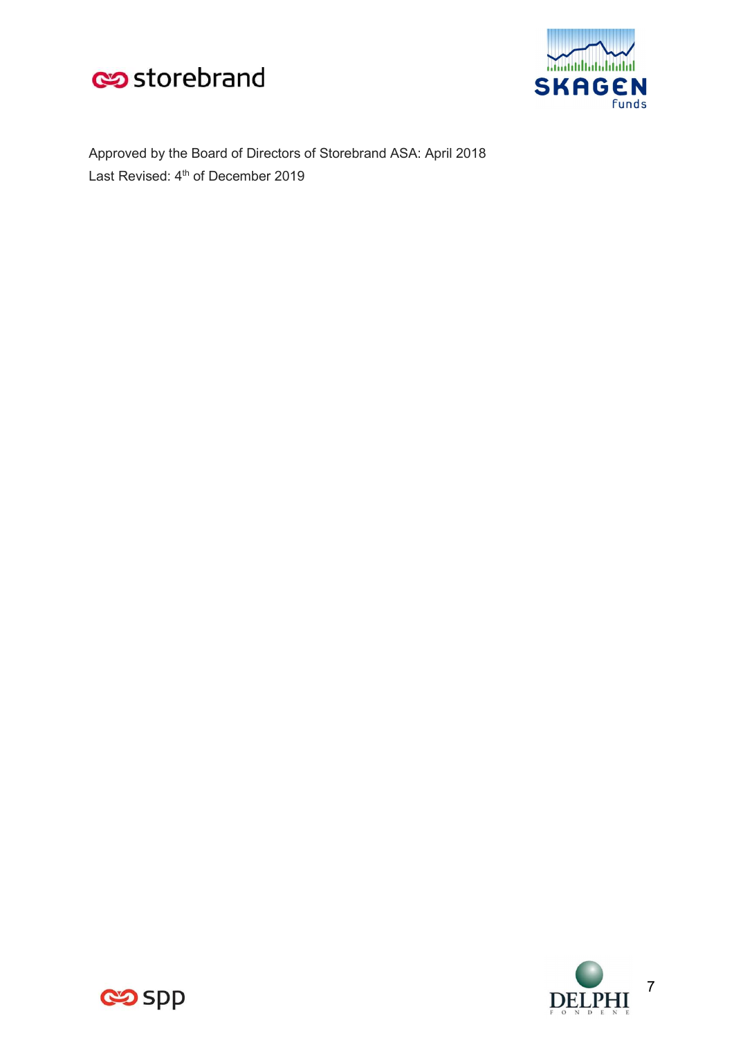Approved by the Board of Directors of Storebrand ASA: April 2018

Last Revised: 4th of December 2019